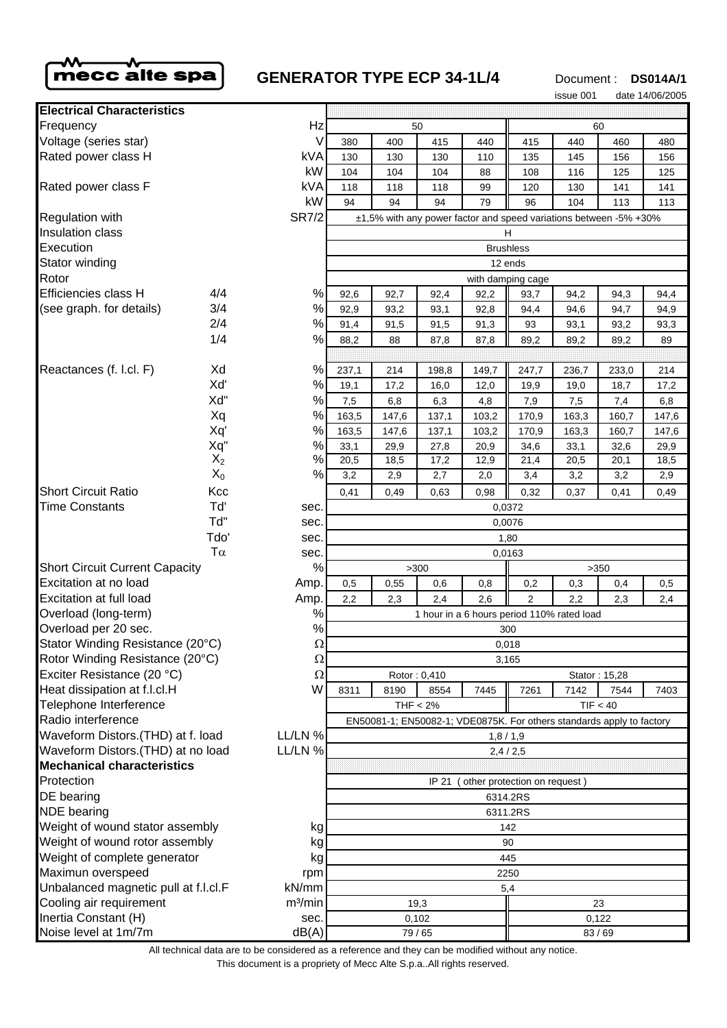**mecc alte spa**

# GENERATOR TYPE ECP 34-1L/4

Document : **DS014A/1**

issue 001 date 14/06/2005

| **Electrical Characteristics** | | | | | | | | | | |
|---|---|---|---|---|---|---|---|---|---|---|
| Frequency | | Hz | 50 | | | | 60 | | | |
| Voltage (series star) | | V | 380 | 400 | 415 | 440 | 415 | 440 | 460 | 480 |
| Rated power class H | | kVA | 130 | 130 | 130 | 110 | 135 | 145 | 156 | 156 |
| | | kW | 104 | 104 | 104 | 88 | 108 | 116 | 125 | 125 |
| Rated power class F | | kVA | 118 | 118 | 118 | 99 | 120 | 130 | 141 | 141 |
| | | kW | 94 | 94 | 94 | 79 | 96 | 104 | 113 | 113 |
| Regulation with | | SR7/2 | ±1,5% with any power factor and speed variations between -5% +30% | | | | | | | |
| Insulation class | | | H | | | | | | | |
| Execution | | | Brushless | | | | | | | |
| Stator winding | | | 12 ends | | | | | | | |
| Rotor | | | with damping cage | | | | | | | |
| Efficiencies class H | 4/4 | % | 92,6 | 92,7 | 92,4 | 92,2 | 93,7 | 94,2 | 94,3 | 94,4 |
| (see graph. for details) | 3/4 | % | 92,9 | 93,2 | 93,1 | 92,8 | 94,4 | 94,6 | 94,7 | 94,9 |
| | 2/4 | % | 91,4 | 91,5 | 91,5 | 91,3 | 93 | 93,1 | 93,2 | 93,3 |
| | 1/4 | % | 88,2 | 88 | 87,8 | 87,8 | 89,2 | 89,2 | 89,2 | 89 |
| Reactances (f. l.cl. F) | Xd | % | 237,1 | 214 | 198,8 | 149,7 | 247,7 | 236,7 | 233,0 | 214 |
| | Xd' | % | 19,1 | 17,2 | 16,0 | 12,0 | 19,9 | 19,0 | 18,7 | 17,2 |
| | Xd'' | % | 7,5 | 6,8 | 6,3 | 4,8 | 7,9 | 7,5 | 7,4 | 6,8 |
| | Xq | % | 163,5 | 147,6 | 137,1 | 103,2 | 170,9 | 163,3 | 160,7 | 147,6 |
| | Xq' | % | 163,5 | 147,6 | 137,1 | 103,2 | 170,9 | 163,3 | 160,7 | 147,6 |
| | Xq'' | % | 33,1 | 29,9 | 27,8 | 20,9 | 34,6 | 33,1 | 32,6 | 29,9 |
| | $X_2$ | % | 20,5 | 18,5 | 17,2 | 12,9 | 21,4 | 20,5 | 20,1 | 18,5 |
| | $X_0$ | % | 3,2 | 2,9 | 2,7 | 2,0 | 3,4 | 3,2 | 3,2 | 2,9 |
| Short Circuit Ratio | Kcc | | 0,41 | 0,49 | 0,63 | 0,98 | 0,32 | 0,37 | 0,41 | 0,49 |
| Time Constants | Td' | sec. | 0,0372 | | | | | | | |
| | Td'' | sec. | 0,0076 | | | | | | | |
| | Tdo' | sec. | 1,80 | | | | | | | |
| | $T\alpha$ | sec. | 0,0163 | | | | | | | |
| Short Circuit Current Capacity | | % | >300 | | | | >350 | | | |
| Excitation at no load | | Amp. | 0,5 | 0,55 | 0,6 | 0,8 | 0,2 | 0,3 | 0,4 | 0,5 |
| Excitation at full load | | Amp. | 2,2 | 2,3 | 2,4 | 2,6 | 2 | 2,2 | 2,3 | 2,4 |
| Overload (long-term) | | % | 1 hour in a 6 hours period 110% rated load | | | | | | | |
| Overload per 20 sec. | | % | 300 | | | | | | | |
| Stator Winding Resistance (20°C) | | Ω | 0,018 | | | | | | | |
| Rotor Winding Resistance (20°C) | | Ω | 3,165 | | | | | | | |
| Exciter Resistance (20 °C) | | Ω | Rotor : 0,410 | | | | Stator : 15,28 | | | |
| Heat dissipation at f.l.cl.H | | W | 8311 | 8190 | 8554 | 7445 | 7261 | 7142 | 7544 | 7403 |
| Telephone Interference | | | THF < 2% | | | | TIF < 40 | | | |
| Radio interference | | | EN50081-1; EN50082-1; VDE0875K. For others standards apply to factory | | | | | | | |
| Waveform Distors.(THD) at f. load | | LL/LN % | 1,8 / 1,9 | | | | | | | |
| Waveform Distors.(THD) at no load | | LL/LN % | 2,4 / 2,5 | | | | | | | |
| **Mechanical characteristics** | | | | | | | | | | |
| Protection | | | IP 21 ( other protection on request ) | | | | | | | |
| DE bearing | | | 6314.2RS | | | | | | | |
| NDE bearing | | | 6311.2RS | | | | | | | |
| Weight of wound stator assembly | | kg | 142 | | | | | | | |
| Weight of wound rotor assembly | | kg | 90 | | | | | | | |
| Weight of complete generator | | kg | 445 | | | | | | | |
| Maximun overspeed | | rpm | 2250 | | | | | | | |
| Unbalanced magnetic pull at f.l.cl.F | | kN/mm | 5,4 | | | | | | | |
| Cooling air requirement | | m³/min | 19,3 | | | | 23 | | | |
| Inertia Constant (H) | | sec. | 0,102 | | | | 0,122 | | | |
| Noise level at 1m/7m | | dB(A) | 79 / 65 | | | | 83 / 69 | | | |

All technical data are to be considered as a reference and they can be modified without any notice.

This document is a propriety of Mecc Alte S.p.a..All rights reserved.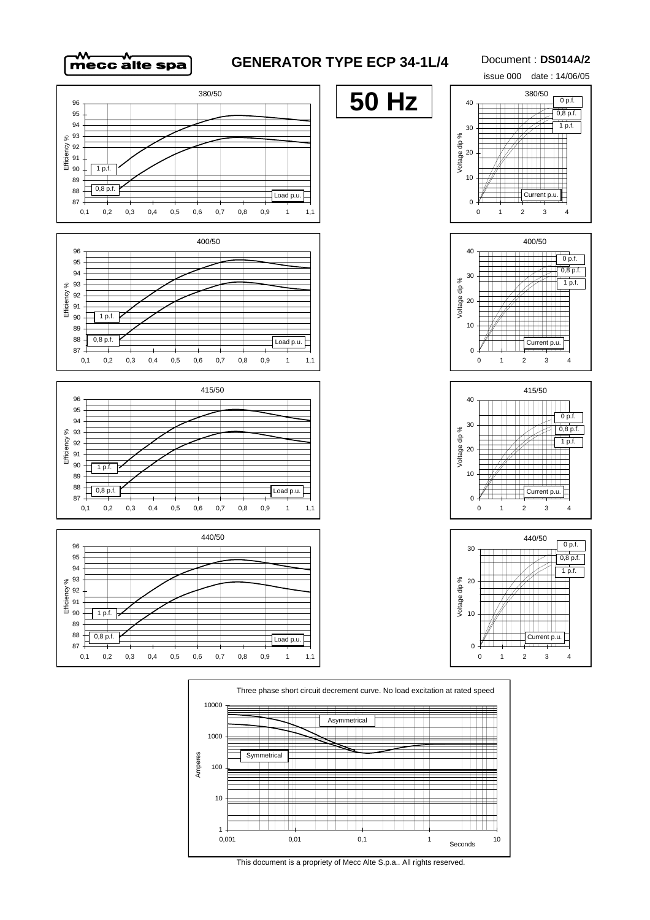# GENERATOR TYPE ECP 34-1L/4

Document : **DS014A/2**

issue 000 date : 14/06/05

**50 Hz**

380/50

Efficiency %

1 p.f.

0,8 p.f.

Load p.u.

380/50

Voltage dip %

0 p.f.

0,8 p.f.

1 p.f.

Current p.u.

400/50

Efficiency %

1 p.f.

0,8 p.f.

Load p.u.

400/50

Voltage dip %

0 p.f.

0,8 p.f.

1 p.f.

Current p.u.

415/50

Efficiency %

1 p.f.

0,8 p.f.

Load p.u.

415/50

Voltage dip %

0 p.f.

0,8 p.f.

1 p.f.

Current p.u.

440/50

Efficiency %

1 p.f.

0,8 p.f.

Load p.u.

440/50

Voltage dip %

0 p.f.

0,8 p.f.

1 p.f.

Current p.u.

Three phase short circuit decrement curve. No load excitation at rated speed

Amperes

Asymmetrical

Symmetrical

Seconds

This document is a propriety of Mecc Alte S.p.a.. All rights reserved.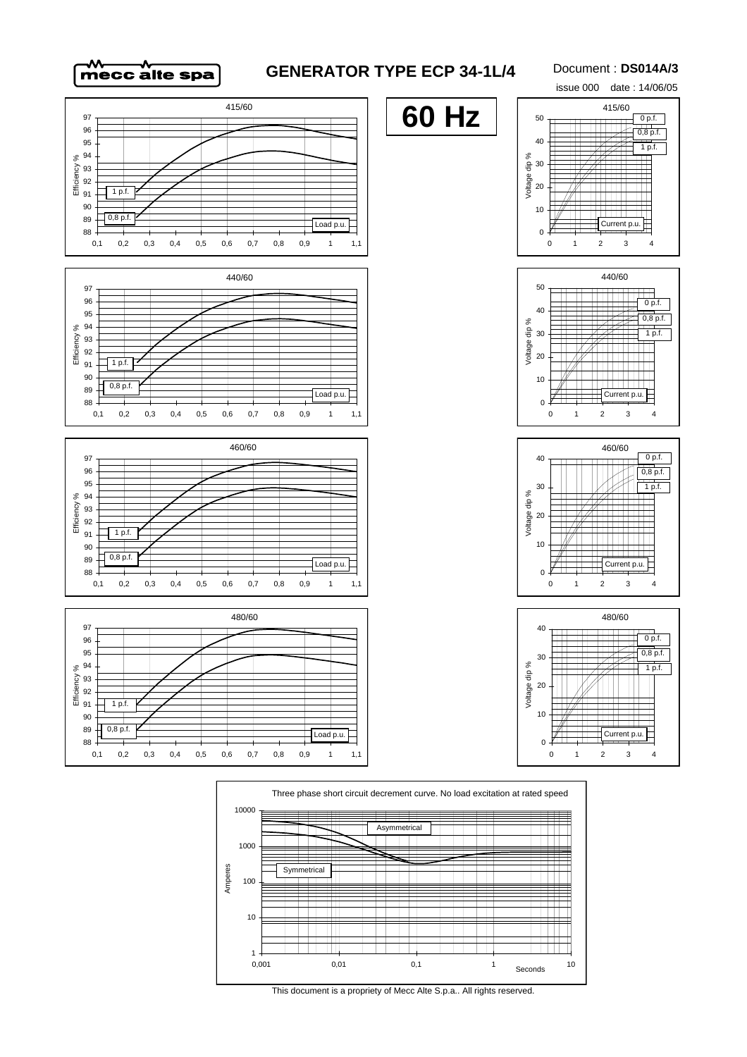# GENERATOR TYPE ECP 34-1L/4

Document : **DS014A/3**

issue 000 date : 14/06/05

**60 Hz**

415/60

Efficiency %

1 p.f.

0,8 p.f.

Load p.u.

415/60

Voltage dip %

0 p.f.

0,8 p.f.

1 p.f.

Current p.u.

440/60

Efficiency %

1 p.f.

0,8 p.f.

Load p.u.

440/60

Voltage dip %

0 p.f.

0,8 p.f.

1 p.f.

Current p.u.

460/60

Efficiency %

1 p.f.

0,8 p.f.

Load p.u.

460/60

Voltage dip %

0 p.f.

0,8 p.f.

1 p.f.

Current p.u.

480/60

Efficiency %

1 p.f.

0,8 p.f.

Load p.u.

480/60

Voltage dip %

0 p.f.

0,8 p.f.

1 p.f.

Current p.u.

Three phase short circuit decrement curve. No load excitation at rated speed

Amperes

Asymmetrical

Symmetrical

Seconds

This document is a propriety of Mecc Alte S.p.a.. All rights reserved.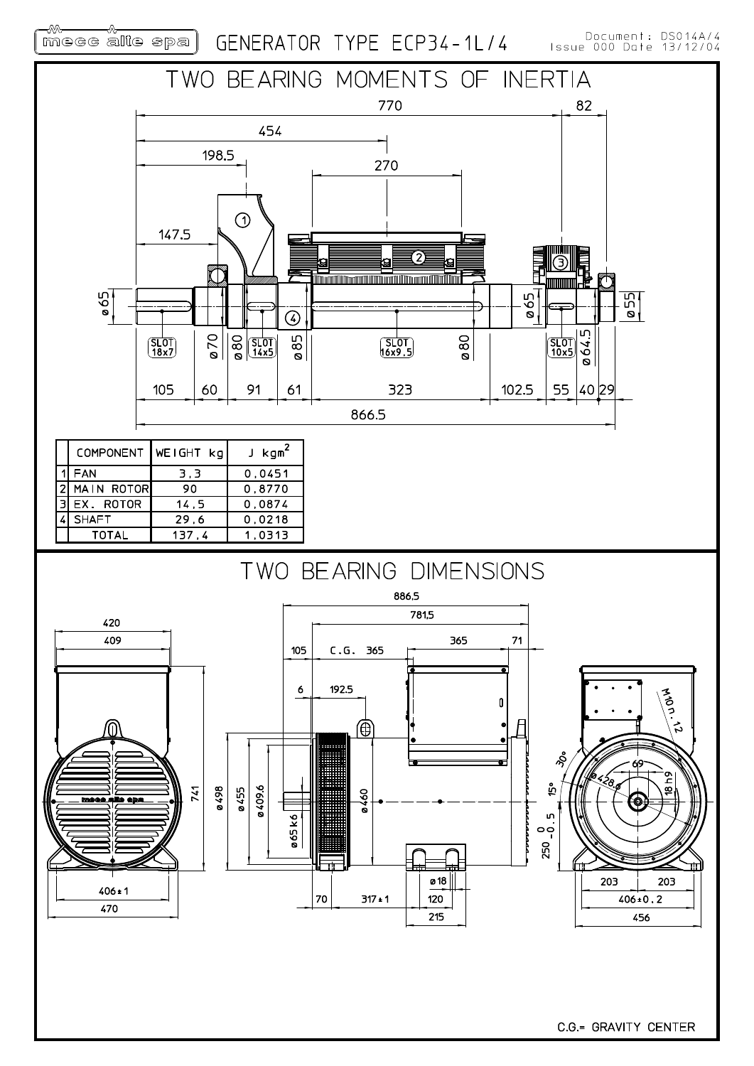mecc alte spa

# GENERATOR TYPE ECP34-1L/4

Document: DS014A/4
Issue 000 Date 13/12/04

## TWO BEARING MOMENTS OF INERTIA

| | COMPONENT | WEIGHT kg | J $kgm^2$ |
|---|---|---|---|
| 1 | FAN | 3,3 | 0,0451 |
| 2 | MAIN ROTOR | 90 | 0,8770 |
| 3 | EX. ROTOR | 14,5 | 0,0874 |
| 4 | SHAFT | 29,6 | 0,0218 |
| | TOTAL | 137,4 | 1,0313 |

## TWO BEARING DIMENSIONS

C.G.= GRAVITY CENTER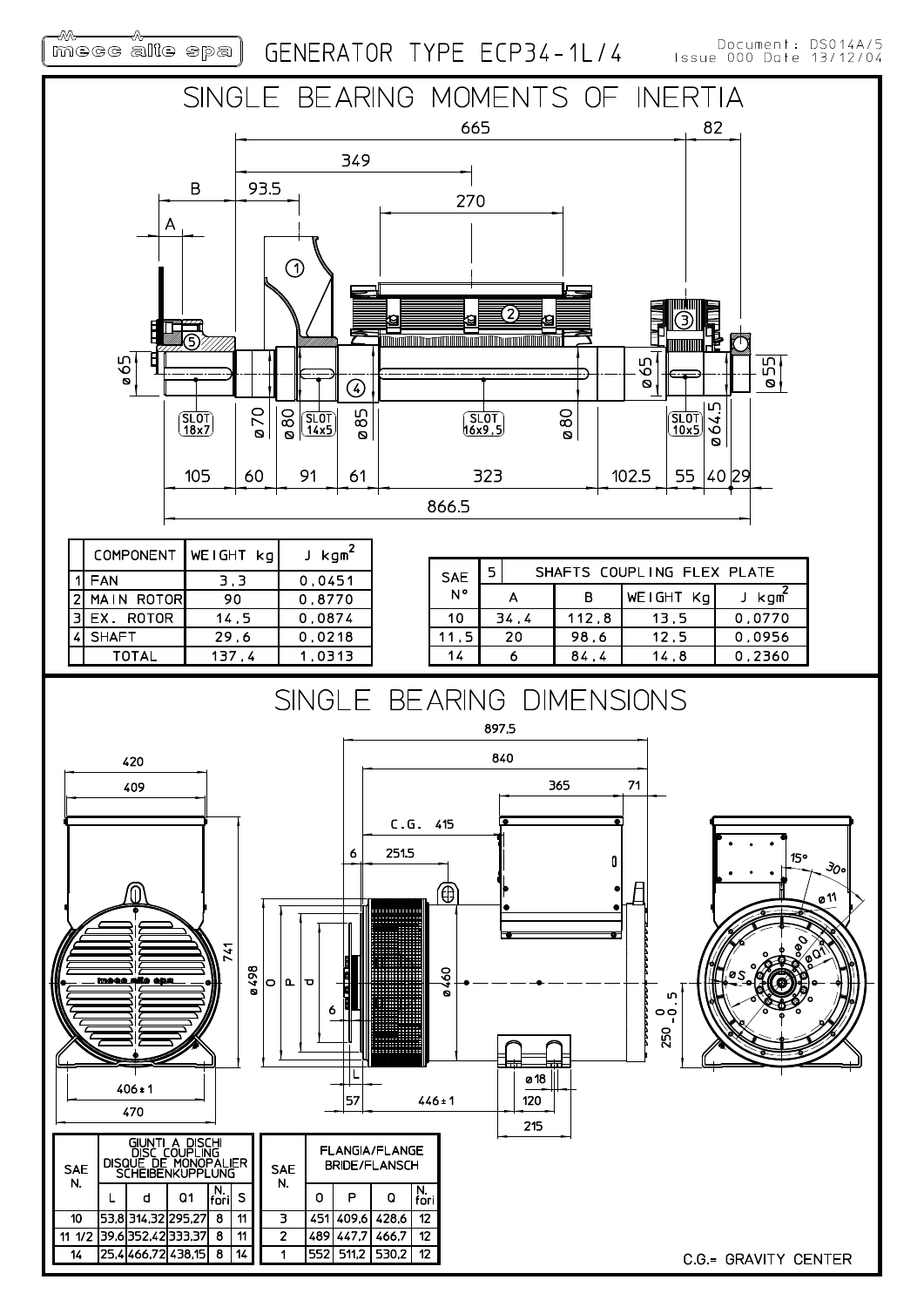mecc alte spa

# GENERATOR TYPE ECP34-1L/4

Document: DS014A/5
Issue 000 Date 13/12/04

## SINGLE BEARING MOMENTS OF INERTIA

665
82
349
B
93.5
270
A
ø65
ø70
ø80
ø85
ø80
ø65
ø64.5
ø55
SLOT 18x7
SLOT 14x5
SLOT 16x9.5
SLOT 10x5
105
60
91
61
323
102.5
55
40
29
866.5

| | COMPONENT | WEIGHT kg | J $kgm^2$ |
|---|---|---|---|
| 1 | FAN | 3,3 | 0,0451 |
| 2 | MAIN ROTOR | 90 | 0,8770 |
| 3 | EX. ROTOR | 14,5 | 0,0874 |
| 4 | SHAFT | 29,6 | 0,0218 |
| | TOTAL | 137,4 | 1,0313 |

| SAE N° | 5 SHAFTS COUPLING FLEX PLATE | | | |
|---|---|---|---|---|
| | A | B | WEIGHT Kg | J $kgm^2$ |
| 10 | 34,4 | 112,8 | 13,5 | 0,0770 |
| 11,5 | 20 | 98,6 | 12,5 | 0,0956 |
| 14 | 6 | 84,4 | 14,8 | 0,2360 |

## SINGLE BEARING DIMENSIONS

420
409
741
406±1
470
897.5
840
365
71
C.G. 415
6
251.5
ø498
O
P
d
6
ø460
L
57
446±1
ø18
120
215
15°
30°
ø11
øQ
øQ1
øS
250 0 -0.5

| SAE N. | GIUNTI A DISCHI DISC COUPLING DISQUE DE MONOPALIER SCHEIBENKUPPLUNG | | | | |
|---|---|---|---|---|---|
| | L | d | Q1 | N. fori | S |
| 10 | 53,8 | 314,32 | 295,27 | 8 | 11 |
| 11 1/2 | 39,6 | 352,42 | 333,37 | 8 | 11 |
| 14 | 25,4 | 466,72 | 438,15 | 8 | 14 |

| SAE N. | FLANGIA/FLANGE BRIDE/FLANSCH | | | |
|---|---|---|---|---|
| | O | P | Q | N. fori |
| 3 | 451 | 409,6 | 428,6 | 12 |
| 2 | 489 | 447,7 | 466,7 | 12 |
| 1 | 552 | 511,2 | 530,2 | 12 |

C.G.= GRAVITY CENTER